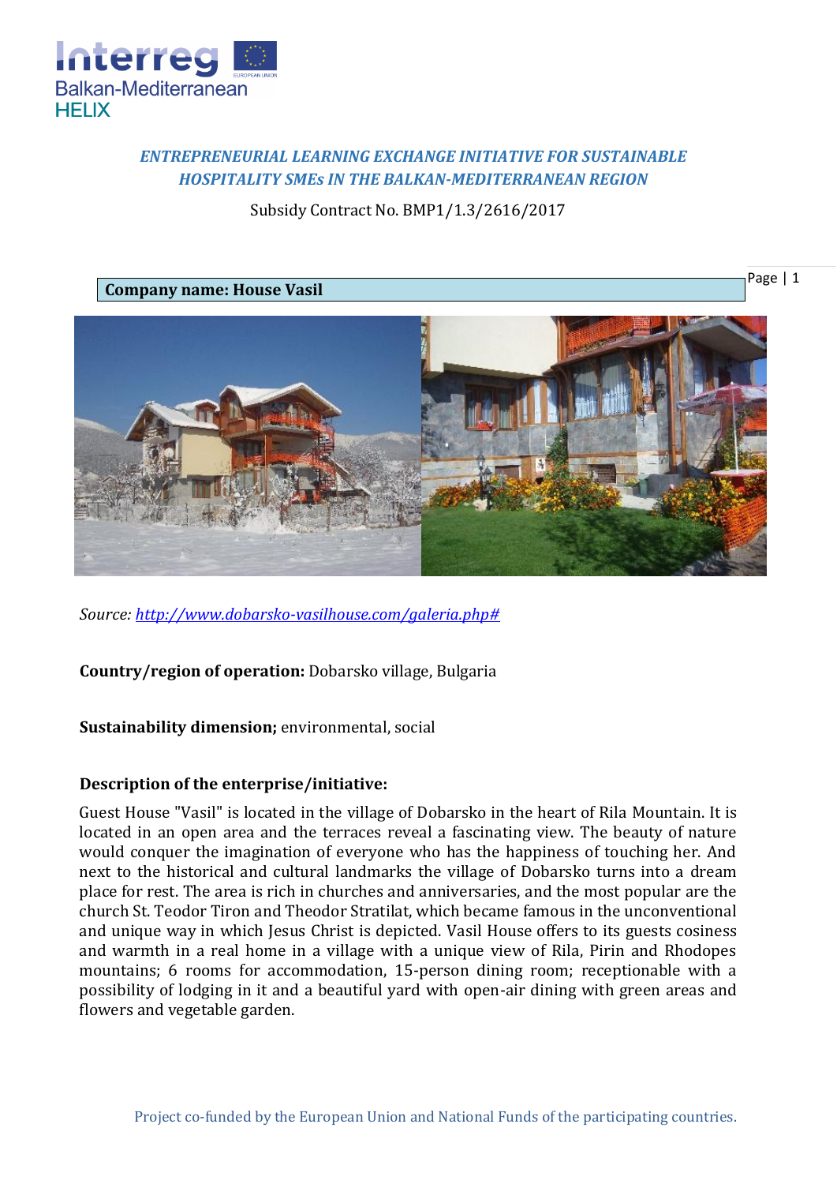*ENTREPRENEURIAL LEARNING EXCHANGE INITIATIVE FOR SUSTAINABLE HOSPITALITY SMEs IN THE BALKAN-MEDITERRANEAN REGION*

Subsidy Contract No. BMP1/1.3/2616/2017

**Company name: House Vasil**

*Source: [http://www.dobarsko-vasilhouse.com/galeria.php#](http://www.dobarsko-vasilhouse.com/galeria.php#)*

**Country/region of operation:** Dobarsko village, Bulgaria

**Sustainability dimension;** environmental, social

**Description of the enterprise/initiative:**

Guest House "Vasil" is located in the village of Dobarsko in the heart of Rila Mountain. It is located in an open area and the terraces reveal a fascinating view. The beauty of nature would conquer the imagination of everyone who has the happiness of touching her. And next to the historical and cultural landmarks the village of Dobarsko turns into a dream place for rest. The area is rich in churches and anniversaries, and the most popular are the church St. Teodor Tiron and Theodor Stratilat, which became famous in the unconventional and unique way in which Jesus Christ is depicted. Vasil House offers to its guests cosiness and warmth in a real home in a village with a unique view of Rila, Pirin and Rhodopes mountains; 6 rooms for accommodation, 15-person dining room; receptionable with a possibility of lodging in it and a beautiful yard with open-air dining with green areas and flowers and vegetable garden.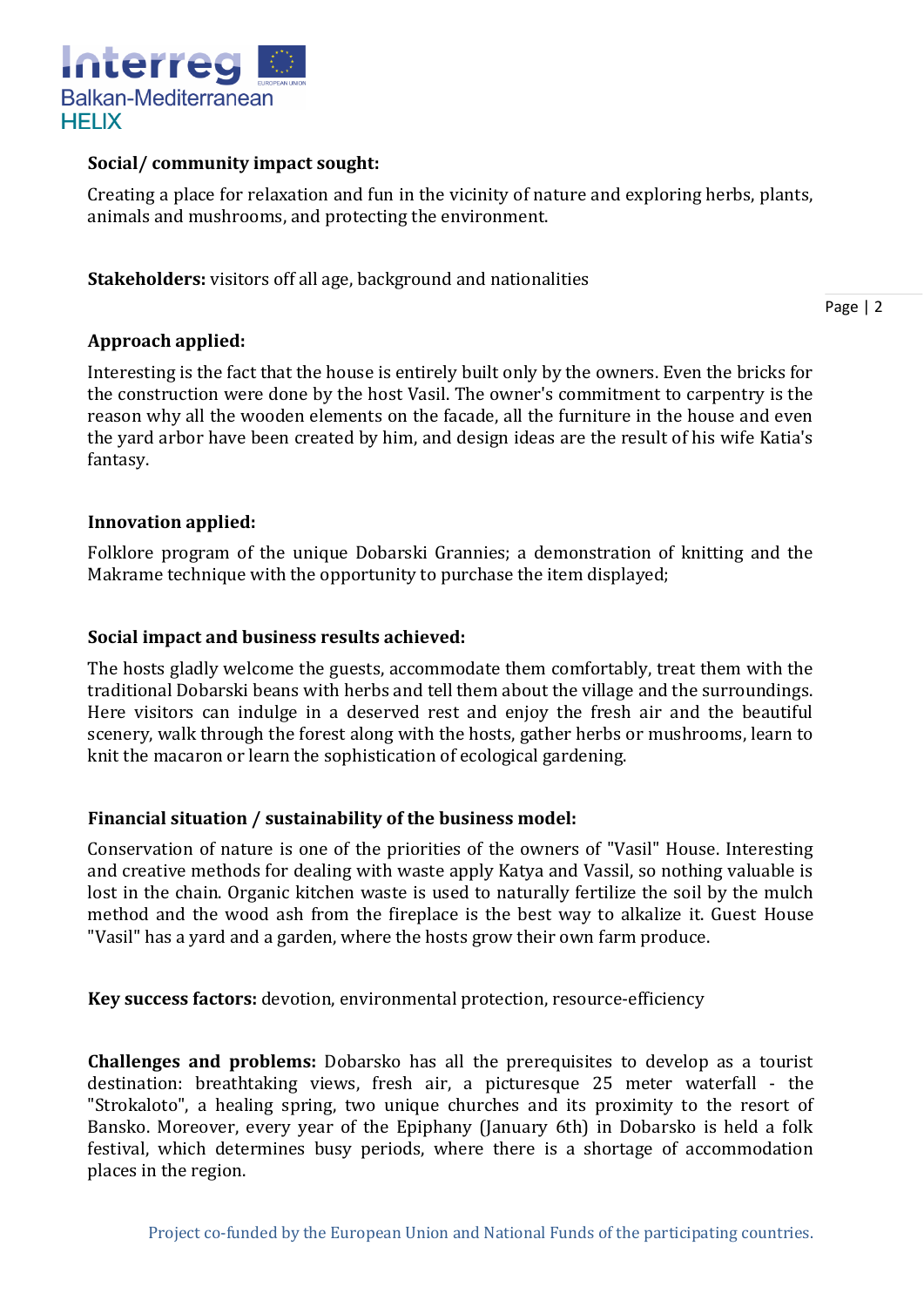**Social/ community impact sought:**

Creating a place for relaxation and fun in the vicinity of nature and exploring herbs, plants, animals and mushrooms, and protecting the environment.

**Stakeholders:** visitors off all age, background and nationalities

**Approach applied:**

Interesting is the fact that the house is entirely built only by the owners. Even the bricks for the construction were done by the host Vasil. The owner's commitment to carpentry is the reason why all the wooden elements on the facade, all the furniture in the house and even the yard arbor have been created by him, and design ideas are the result of his wife Katia's fantasy.

**Innovation applied:**

Folklore program of the unique Dobarski Grannies; a demonstration of knitting and the Makrame technique with the opportunity to purchase the item displayed;

**Social impact and business results achieved:**

The hosts gladly welcome the guests, accommodate them comfortably, treat them with the traditional Dobarski beans with herbs and tell them about the village and the surroundings. Here visitors can indulge in a deserved rest and enjoy the fresh air and the beautiful scenery, walk through the forest along with the hosts, gather herbs or mushrooms, learn to knit the macaron or learn the sophistication of ecological gardening.

**Financial situation / sustainability of the business model:**

Conservation of nature is one of the priorities of the owners of "Vasil" House. Interesting and creative methods for dealing with waste apply Katya and Vassil, so nothing valuable is lost in the chain. Organic kitchen waste is used to naturally fertilize the soil by the mulch method and the wood ash from the fireplace is the best way to alkalize it. Guest House "Vasil" has a yard and a garden, where the hosts grow their own farm produce.

**Key success factors:** devotion, environmental protection, resource-efficiency

**Challenges and problems:** Dobarsko has all the prerequisites to develop as a tourist destination: breathtaking views, fresh air, a picturesque 25 meter waterfall - the "Strokaloto", a healing spring, two unique churches and its proximity to the resort of Bansko. Moreover, every year of the Epiphany (January 6th) in Dobarsko is held a folk festival, which determines busy periods, where there is a shortage of accommodation places in the region.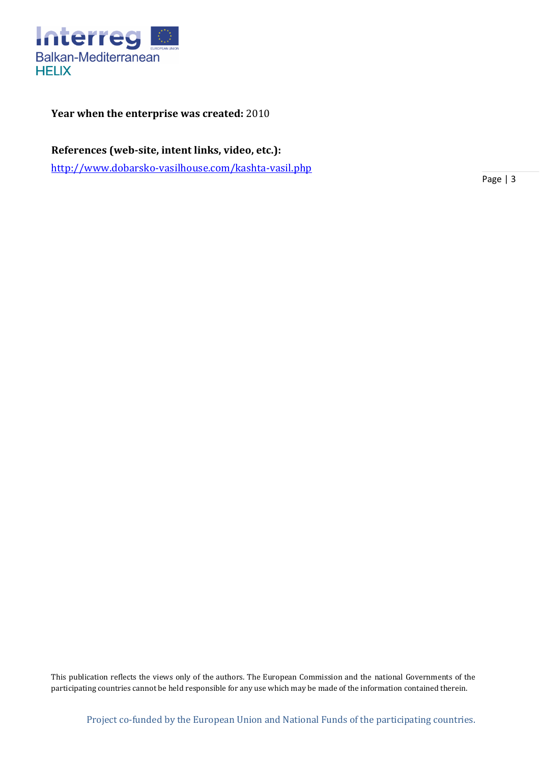**Year when the enterprise was created:** 2010

**References (web-site, intent links, video, etc.):**

http://www.dobarsko-vasilhouse.com/kashta-vasil.php

This publication reflects the views only of the authors. The European Commission and the national Governments of the participating countries cannot be held responsible for any use which may be made of the information contained therein.

Project co-funded by the European Union and National Funds of the participating countries.